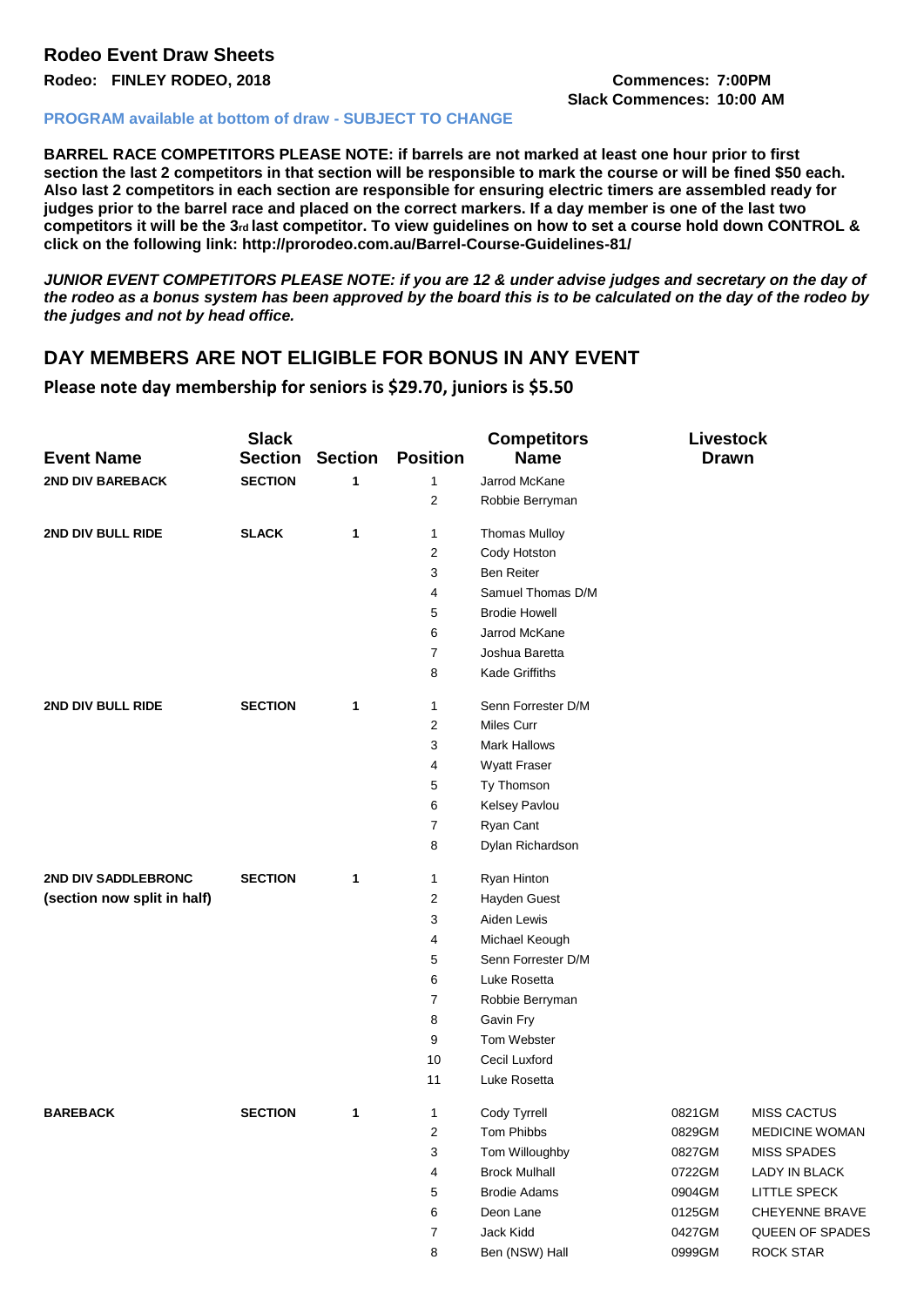## Rodeo Event Draw Sheets

**Rodeo: FINLEY RODEO, 2018**

**Commences: 7:00PM**
**Slack Commences: 10:00 AM**

**PROGRAM available at bottom of draw - SUBJECT TO CHANGE**

**BARREL RACE COMPETITORS PLEASE NOTE: if barrels are not marked at least one hour prior to first section the last 2 competitors in that section will be responsible to mark the course or will be fined $50 each. Also last 2 competitors in each section are responsible for ensuring electric timers are assembled ready for judges prior to the barrel race and placed on the correct markers. If a day member is one of the last two competitors it will be the 3rd last competitor. To view guidelines on how to set a course hold down CONTROL & click on the following link: http://prorodeo.com.au/Barrel-Course-Guidelines-81/**

***JUNIOR EVENT COMPETITORS PLEASE NOTE: if you are 12 & under advise judges and secretary on the day of the rodeo as a bonus system has been approved by the board this is to be calculated on the day of the rodeo by the judges and not by head office.***

## DAY MEMBERS ARE NOT ELIGIBLE FOR BONUS IN ANY EVENT

**Please note day membership for seniors is $29.70, juniors is $5.50**

| Event Name | Slack Section | Section | Position | Competitors Name | Livestock Drawn | |
|---|---|---|---|---|---|---|
| **2ND DIV BAREBACK** | **SECTION** | **1** | 1 | Jarrod McKane | | |
| | | | 2 | Robbie Berryman | | |
| **2ND DIV BULL RIDE** | **SLACK** | **1** | 1 | Thomas Mulloy | | |
| | | | 2 | Cody Hotston | | |
| | | | 3 | Ben Reiter | | |
| | | | 4 | Samuel Thomas D/M | | |
| | | | 5 | Brodie Howell | | |
| | | | 6 | Jarrod McKane | | |
| | | | 7 | Joshua Baretta | | |
| | | | 8 | Kade Griffiths | | |
| **2ND DIV BULL RIDE** | **SECTION** | **1** | 1 | Senn Forrester D/M | | |
| | | | 2 | Miles Curr | | |
| | | | 3 | Mark Hallows | | |
| | | | 4 | Wyatt Fraser | | |
| | | | 5 | Ty Thomson | | |
| | | | 6 | Kelsey Pavlou | | |
| | | | 7 | Ryan Cant | | |
| | | | 8 | Dylan Richardson | | |
| **2ND DIV SADDLEBRONC (section now split in half)** | **SECTION** | **1** | 1 | Ryan Hinton | | |
| | | | 2 | Hayden Guest | | |
| | | | 3 | Aiden Lewis | | |
| | | | 4 | Michael Keough | | |
| | | | 5 | Senn Forrester D/M | | |
| | | | 6 | Luke Rosetta | | |
| | | | 7 | Robbie Berryman | | |
| | | | 8 | Gavin Fry | | |
| | | | 9 | Tom Webster | | |
| | | | 10 | Cecil Luxford | | |
| | | | 11 | Luke Rosetta | | |
| **BAREBACK** | **SECTION** | **1** | 1 | Cody Tyrrell | 0821GM | MISS CACTUS |
| | | | 2 | Tom Phibbs | 0829GM | MEDICINE WOMAN |
| | | | 3 | Tom Willoughby | 0827GM | MISS SPADES |
| | | | 4 | Brock Mulhall | 0722GM | LADY IN BLACK |
| | | | 5 | Brodie Adams | 0904GM | LITTLE SPECK |
| | | | 6 | Deon Lane | 0125GM | CHEYENNE BRAVE |
| | | | 7 | Jack Kidd | 0427GM | QUEEN OF SPADES |
| | | | 8 | Ben (NSW) Hall | 0999GM | ROCK STAR |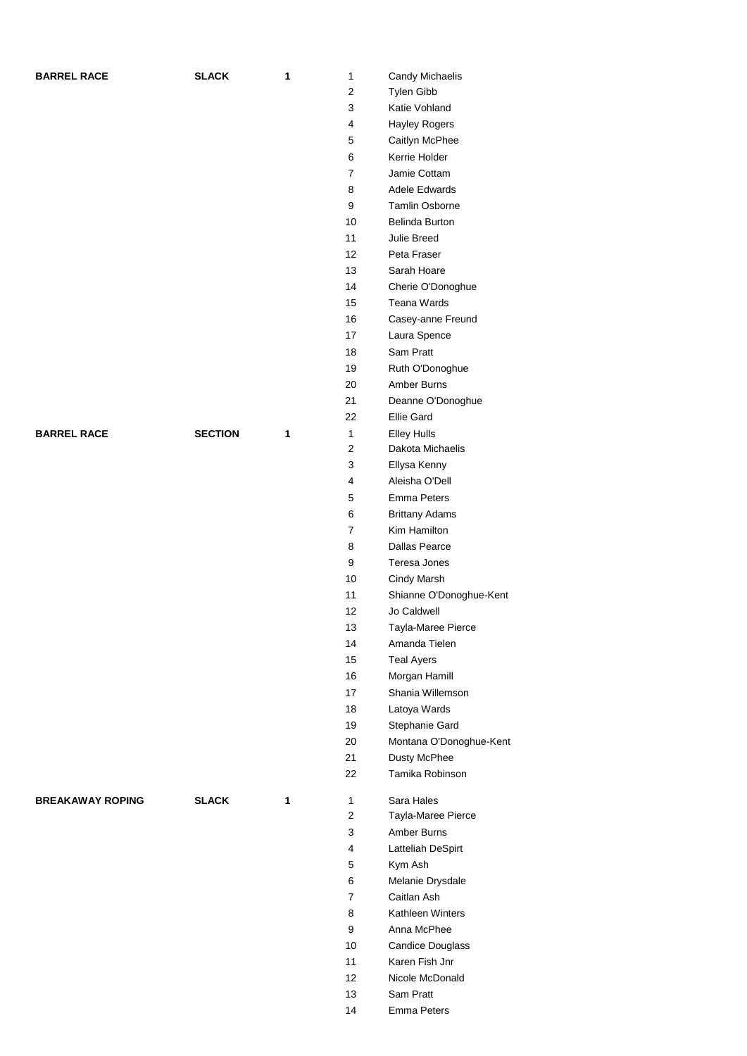| | | | | |
|---|---|---|---|---|
| **BARREL RACE** | **SLACK** | **1** | 1 | Candy Michaelis |
| | | | 2 | Tylen Gibb |
| | | | 3 | Katie Vohland |
| | | | 4 | Hayley Rogers |
| | | | 5 | Caitlyn McPhee |
| | | | 6 | Kerrie Holder |
| | | | 7 | Jamie Cottam |
| | | | 8 | Adele Edwards |
| | | | 9 | Tamlin Osborne |
| | | | 10 | Belinda Burton |
| | | | 11 | Julie Breed |
| | | | 12 | Peta Fraser |
| | | | 13 | Sarah Hoare |
| | | | 14 | Cherie O'Donoghue |
| | | | 15 | Teana Wards |
| | | | 16 | Casey-anne Freund |
| | | | 17 | Laura Spence |
| | | | 18 | Sam Pratt |
| | | | 19 | Ruth O'Donoghue |
| | | | 20 | Amber Burns |
| | | | 21 | Deanne O'Donoghue |
| | | | 22 | Ellie Gard |
| **BARREL RACE** | **SECTION** | **1** | 1 | Elley Hulls |
| | | | 2 | Dakota Michaelis |
| | | | 3 | Ellysa Kenny |
| | | | 4 | Aleisha O'Dell |
| | | | 5 | Emma Peters |
| | | | 6 | Brittany Adams |
| | | | 7 | Kim Hamilton |
| | | | 8 | Dallas Pearce |
| | | | 9 | Teresa Jones |
| | | | 10 | Cindy Marsh |
| | | | 11 | Shianne O'Donoghue-Kent |
| | | | 12 | Jo Caldwell |
| | | | 13 | Tayla-Maree Pierce |
| | | | 14 | Amanda Tielen |
| | | | 15 | Teal Ayers |
| | | | 16 | Morgan Hamill |
| | | | 17 | Shania Willemson |
| | | | 18 | Latoya Wards |
| | | | 19 | Stephanie Gard |
| | | | 20 | Montana O'Donoghue-Kent |
| | | | 21 | Dusty McPhee |
| | | | 22 | Tamika Robinson |
| **BREAKAWAY ROPING** | **SLACK** | **1** | 1 | Sara Hales |
| | | | 2 | Tayla-Maree Pierce |
| | | | 3 | Amber Burns |
| | | | 4 | Latteliah DeSpirt |
| | | | 5 | Kym Ash |
| | | | 6 | Melanie Drysdale |
| | | | 7 | Caitlan Ash |
| | | | 8 | Kathleen Winters |
| | | | 9 | Anna McPhee |
| | | | 10 | Candice Douglass |
| | | | 11 | Karen Fish Jnr |
| | | | 12 | Nicole McDonald |
| | | | 13 | Sam Pratt |
| | | | 14 | Emma Peters |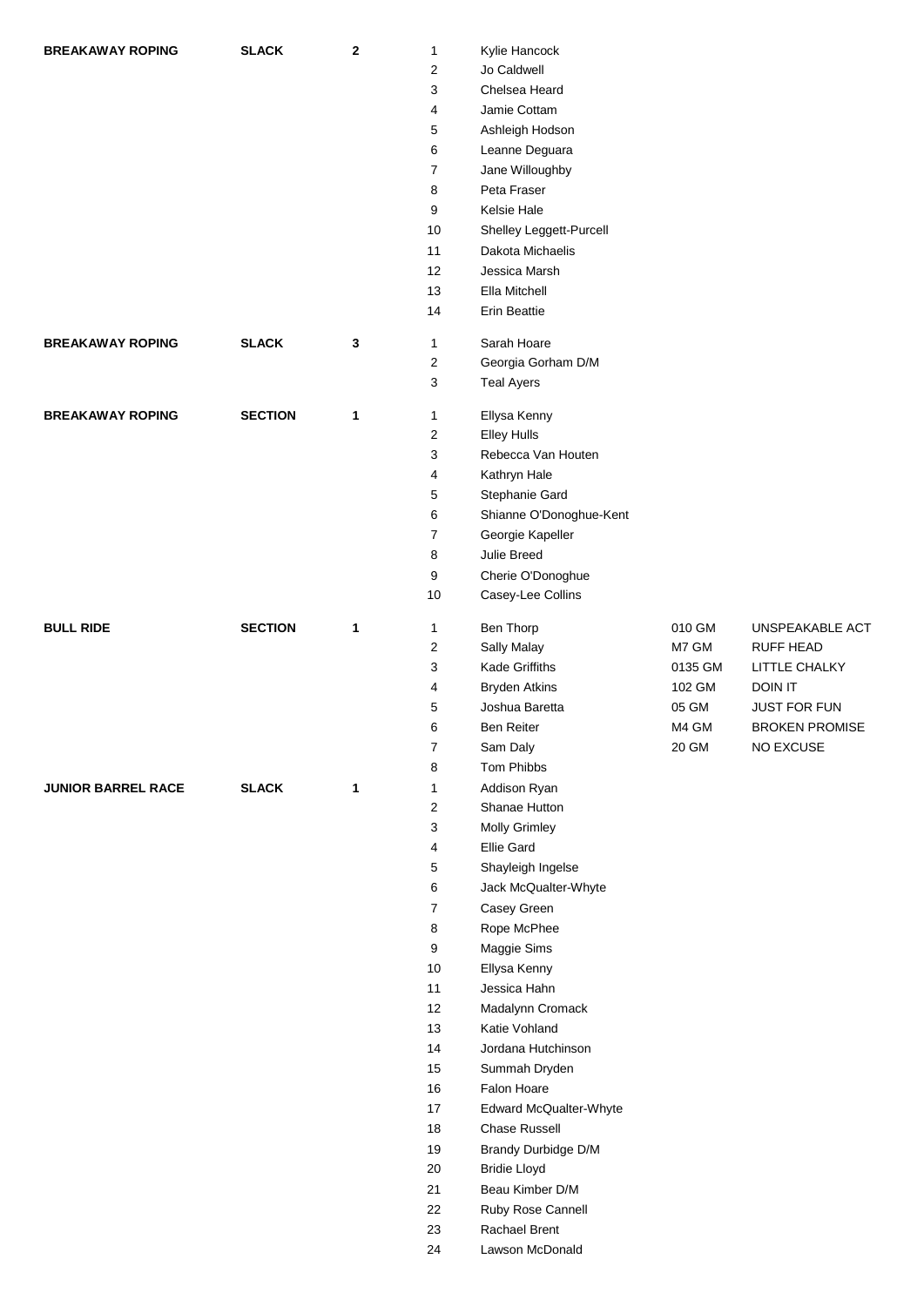| | | | | | | |
|---|---|---|---|---|---|---|
| **BREAKAWAY ROPING** | **SLACK** | **2** | 1 | Kylie Hancock | | |
| | | | 2 | Jo Caldwell | | |
| | | | 3 | Chelsea Heard | | |
| | | | 4 | Jamie Cottam | | |
| | | | 5 | Ashleigh Hodson | | |
| | | | 6 | Leanne Deguara | | |
| | | | 7 | Jane Willoughby | | |
| | | | 8 | Peta Fraser | | |
| | | | 9 | Kelsie Hale | | |
| | | | 10 | Shelley Leggett-Purcell | | |
| | | | 11 | Dakota Michaelis | | |
| | | | 12 | Jessica Marsh | | |
| | | | 13 | Ella Mitchell | | |
| | | | 14 | Erin Beattie | | |
| **BREAKAWAY ROPING** | **SLACK** | **3** | 1 | Sarah Hoare | | |
| | | | 2 | Georgia Gorham D/M | | |
| | | | 3 | Teal Ayers | | |
| **BREAKAWAY ROPING** | **SECTION** | **1** | 1 | Ellysa Kenny | | |
| | | | 2 | Elley Hulls | | |
| | | | 3 | Rebecca Van Houten | | |
| | | | 4 | Kathryn Hale | | |
| | | | 5 | Stephanie Gard | | |
| | | | 6 | Shianne O'Donoghue-Kent | | |
| | | | 7 | Georgie Kapeller | | |
| | | | 8 | Julie Breed | | |
| | | | 9 | Cherie O'Donoghue | | |
| | | | 10 | Casey-Lee Collins | | |
| **BULL RIDE** | **SECTION** | **1** | 1 | Ben Thorp | 010 GM | UNSPEAKABLE ACT |
| | | | 2 | Sally Malay | M7 GM | RUFF HEAD |
| | | | 3 | Kade Griffiths | 0135 GM | LITTLE CHALKY |
| | | | 4 | Bryden Atkins | 102 GM | DOIN IT |
| | | | 5 | Joshua Baretta | 05 GM | JUST FOR FUN |
| | | | 6 | Ben Reiter | M4 GM | BROKEN PROMISE |
| | | | 7 | Sam Daly | 20 GM | NO EXCUSE |
| | | | 8 | Tom Phibbs | | |
| **JUNIOR BARREL RACE** | **SLACK** | **1** | 1 | Addison Ryan | | |
| | | | 2 | Shanae Hutton | | |
| | | | 3 | Molly Grimley | | |
| | | | 4 | Ellie Gard | | |
| | | | 5 | Shayleigh Ingelse | | |
| | | | 6 | Jack McQualter-Whyte | | |
| | | | 7 | Casey Green | | |
| | | | 8 | Rope McPhee | | |
| | | | 9 | Maggie Sims | | |
| | | | 10 | Ellysa Kenny | | |
| | | | 11 | Jessica Hahn | | |
| | | | 12 | Madalynn Cromack | | |
| | | | 13 | Katie Vohland | | |
| | | | 14 | Jordana Hutchinson | | |
| | | | 15 | Summah Dryden | | |
| | | | 16 | Falon Hoare | | |
| | | | 17 | Edward McQualter-Whyte | | |
| | | | 18 | Chase Russell | | |
| | | | 19 | Brandy Durbidge D/M | | |
| | | | 20 | Bridie Lloyd | | |
| | | | 21 | Beau Kimber D/M | | |
| | | | 22 | Ruby Rose Cannell | | |
| | | | 23 | Rachael Brent | | |
| | | | 24 | Lawson McDonald | | |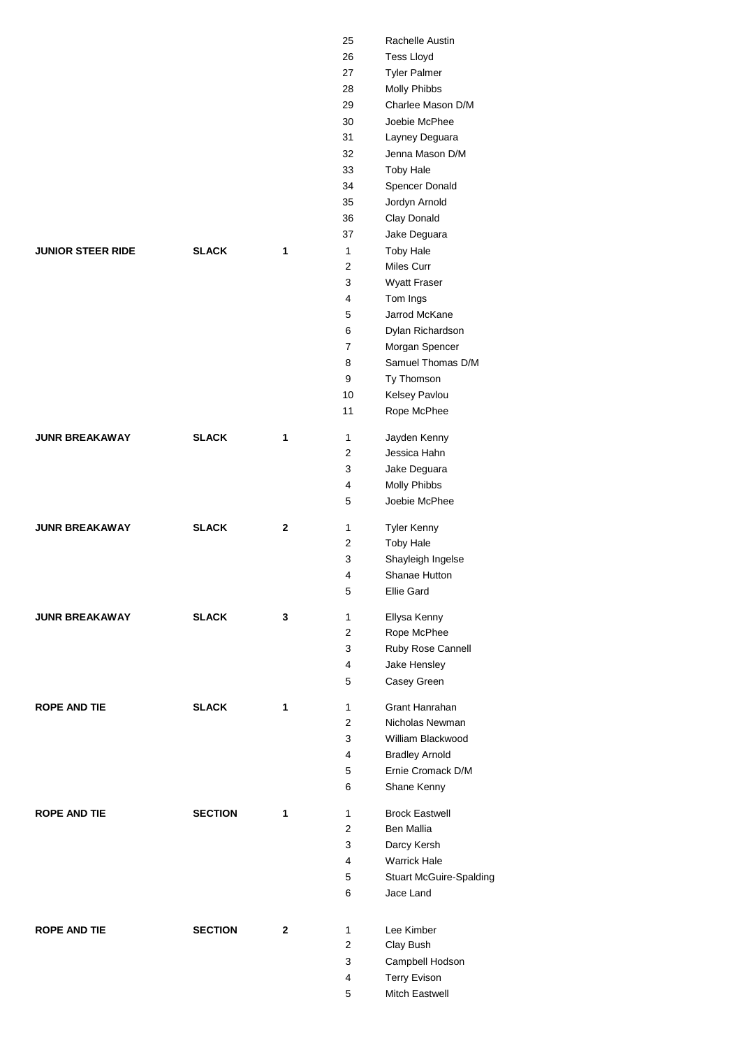| Event | Type | Group | No. | Name |
|---|---|---|---|---|
| | | | 25 | Rachelle Austin |
| | | | 26 | Tess Lloyd |
| | | | 27 | Tyler Palmer |
| | | | 28 | Molly Phibbs |
| | | | 29 | Charlee Mason D/M |
| | | | 30 | Joebie McPhee |
| | | | 31 | Layney Deguara |
| | | | 32 | Jenna Mason D/M |
| | | | 33 | Toby Hale |
| | | | 34 | Spencer Donald |
| | | | 35 | Jordyn Arnold |
| | | | 36 | Clay Donald |
| | | | 37 | Jake Deguara |
| **JUNIOR STEER RIDE** | **SLACK** | **1** | 1 | Toby Hale |
| | | | 2 | Miles Curr |
| | | | 3 | Wyatt Fraser |
| | | | 4 | Tom Ings |
| | | | 5 | Jarrod McKane |
| | | | 6 | Dylan Richardson |
| | | | 7 | Morgan Spencer |
| | | | 8 | Samuel Thomas D/M |
| | | | 9 | Ty Thomson |
| | | | 10 | Kelsey Pavlou |
| | | | 11 | Rope McPhee |
| **JUNR BREAKAWAY** | **SLACK** | **1** | 1 | Jayden Kenny |
| | | | 2 | Jessica Hahn |
| | | | 3 | Jake Deguara |
| | | | 4 | Molly Phibbs |
| | | | 5 | Joebie McPhee |
| **JUNR BREAKAWAY** | **SLACK** | **2** | 1 | Tyler Kenny |
| | | | 2 | Toby Hale |
| | | | 3 | Shayleigh Ingelse |
| | | | 4 | Shanae Hutton |
| | | | 5 | Ellie Gard |
| **JUNR BREAKAWAY** | **SLACK** | **3** | 1 | Ellysa Kenny |
| | | | 2 | Rope McPhee |
| | | | 3 | Ruby Rose Cannell |
| | | | 4 | Jake Hensley |
| | | | 5 | Casey Green |
| **ROPE AND TIE** | **SLACK** | **1** | 1 | Grant Hanrahan |
| | | | 2 | Nicholas Newman |
| | | | 3 | William Blackwood |
| | | | 4 | Bradley Arnold |
| | | | 5 | Ernie Cromack D/M |
| | | | 6 | Shane Kenny |
| **ROPE AND TIE** | **SECTION** | **1** | 1 | Brock Eastwell |
| | | | 2 | Ben Mallia |
| | | | 3 | Darcy Kersh |
| | | | 4 | Warrick Hale |
| | | | 5 | Stuart McGuire-Spalding |
| | | | 6 | Jace Land |
| **ROPE AND TIE** | **SECTION** | **2** | 1 | Lee Kimber |
| | | | 2 | Clay Bush |
| | | | 3 | Campbell Hodson |
| | | | 4 | Terry Evison |
| | | | 5 | Mitch Eastwell |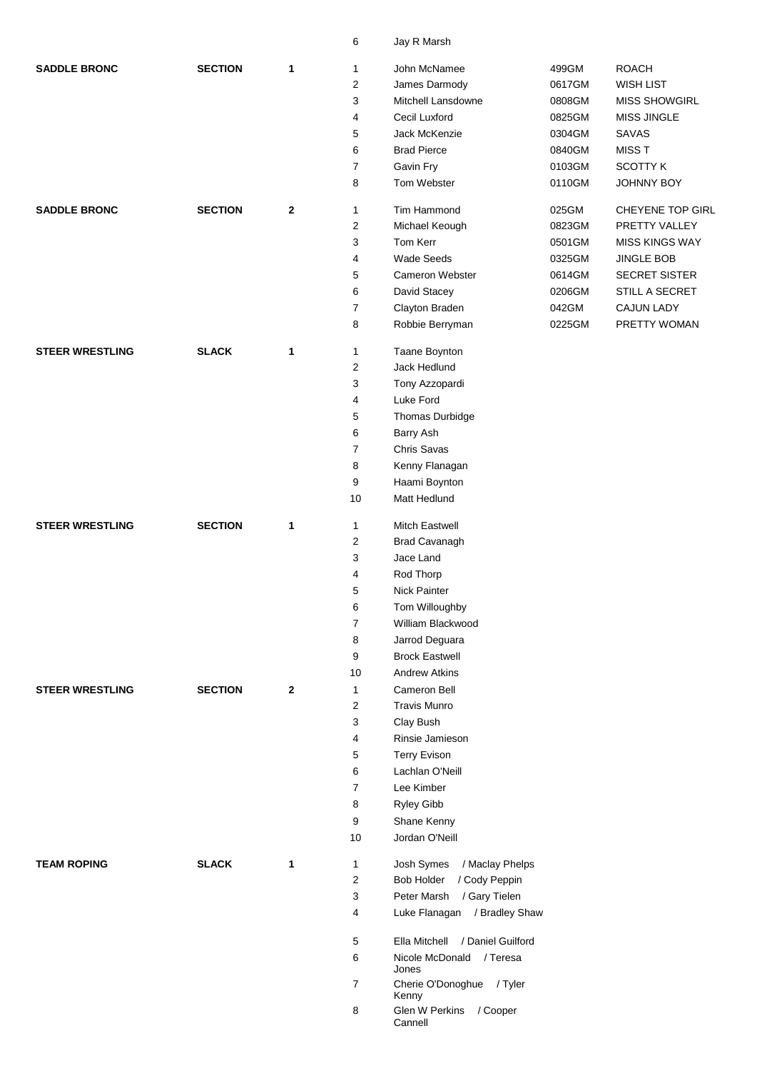| Event | Type | Section | No. | Competitor | Brand | Horse |
|---|---|---|---|---|---|---|
| | | | 6 | Jay R Marsh | | |
| **SADDLE BRONC** | **SECTION** | **1** | 1 | John McNamee | 499GM | ROACH |
| | | | 2 | James Darmody | 0617GM | WISH LIST |
| | | | 3 | Mitchell Lansdowne | 0808GM | MISS SHOWGIRL |
| | | | 4 | Cecil Luxford | 0825GM | MISS JINGLE |
| | | | 5 | Jack McKenzie | 0304GM | SAVAS |
| | | | 6 | Brad Pierce | 0840GM | MISS T |
| | | | 7 | Gavin Fry | 0103GM | SCOTTY K |
| | | | 8 | Tom Webster | 0110GM | JOHNNY BOY |
| **SADDLE BRONC** | **SECTION** | **2** | 1 | Tim Hammond | 025GM | CHEYENE TOP GIRL |
| | | | 2 | Michael Keough | 0823GM | PRETTY VALLEY |
| | | | 3 | Tom Kerr | 0501GM | MISS KINGS WAY |
| | | | 4 | Wade Seeds | 0325GM | JINGLE BOB |
| | | | 5 | Cameron Webster | 0614GM | SECRET SISTER |
| | | | 6 | David Stacey | 0206GM | STILL A SECRET |
| | | | 7 | Clayton Braden | 042GM | CAJUN LADY |
| | | | 8 | Robbie Berryman | 0225GM | PRETTY WOMAN |
| **STEER WRESTLING** | **SLACK** | **1** | 1 | Taane Boynton | | |
| | | | 2 | Jack Hedlund | | |
| | | | 3 | Tony Azzopardi | | |
| | | | 4 | Luke Ford | | |
| | | | 5 | Thomas Durbidge | | |
| | | | 6 | Barry Ash | | |
| | | | 7 | Chris Savas | | |
| | | | 8 | Kenny Flanagan | | |
| | | | 9 | Haami Boynton | | |
| | | | 10 | Matt Hedlund | | |
| **STEER WRESTLING** | **SECTION** | **1** | 1 | Mitch Eastwell | | |
| | | | 2 | Brad Cavanagh | | |
| | | | 3 | Jace Land | | |
| | | | 4 | Rod Thorp | | |
| | | | 5 | Nick Painter | | |
| | | | 6 | Tom Willoughby | | |
| | | | 7 | William Blackwood | | |
| | | | 8 | Jarrod Deguara | | |
| | | | 9 | Brock Eastwell | | |
| | | | 10 | Andrew Atkins | | |
| **STEER WRESTLING** | **SECTION** | **2** | 1 | Cameron Bell | | |
| | | | 2 | Travis Munro | | |
| | | | 3 | Clay Bush | | |
| | | | 4 | Rinsie Jamieson | | |
| | | | 5 | Terry Evison | | |
| | | | 6 | Lachlan O'Neill | | |
| | | | 7 | Lee Kimber | | |
| | | | 8 | Ryley Gibb | | |
| | | | 9 | Shane Kenny | | |
| | | | 10 | Jordan O'Neill | | |
| **TEAM ROPING** | **SLACK** | **1** | 1 | Josh Symes / Maclay Phelps | | |
| | | | 2 | Bob Holder / Cody Peppin | | |
| | | | 3 | Peter Marsh / Gary Tielen | | |
| | | | 4 | Luke Flanagan / Bradley Shaw | | |
| | | | 5 | Ella Mitchell / Daniel Guilford | | |
| | | | 6 | Nicole McDonald / Teresa Jones | | |
| | | | 7 | Cherie O'Donoghue / Tyler Kenny | | |
| | | | 8 | Glen W Perkins / Cooper Cannell | | |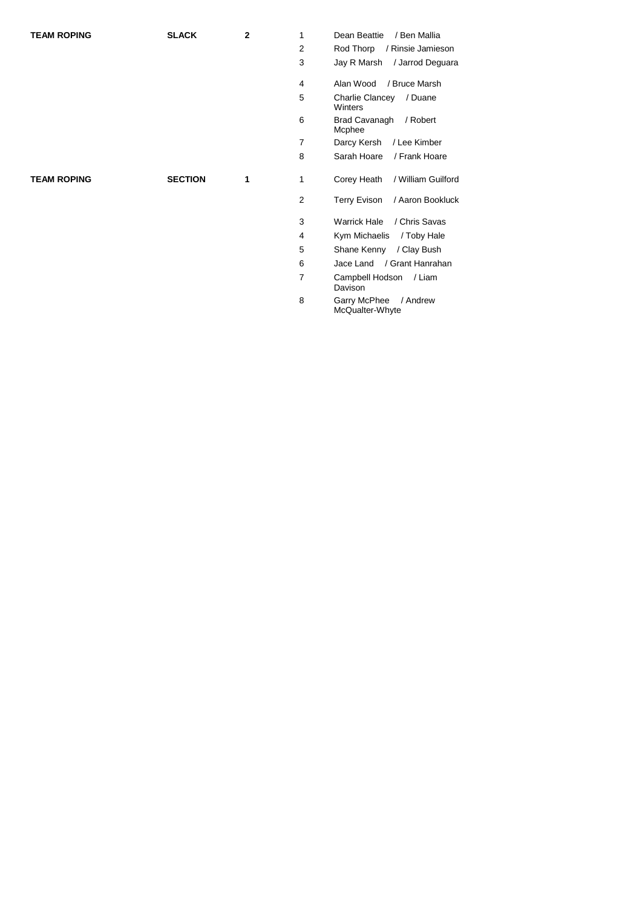| | | | | |
|---|---|---|---|---|
| **TEAM ROPING** | **SLACK** | **2** | 1 | Dean Beattie / Ben Mallia |
| | | | 2 | Rod Thorp / Rinsie Jamieson |
| | | | 3 | Jay R Marsh / Jarrod Deguara |
| | | | 4 | Alan Wood / Bruce Marsh |
| | | | 5 | Charlie Clancey / Duane Winters |
| | | | 6 | Brad Cavanagh / Robert Mcphee |
| | | | 7 | Darcy Kersh / Lee Kimber |
| | | | 8 | Sarah Hoare / Frank Hoare |
| **TEAM ROPING** | **SECTION** | **1** | 1 | Corey Heath / William Guilford |
| | | | 2 | Terry Evison / Aaron Bookluck |
| | | | 3 | Warrick Hale / Chris Savas |
| | | | 4 | Kym Michaelis / Toby Hale |
| | | | 5 | Shane Kenny / Clay Bush |
| | | | 6 | Jace Land / Grant Hanrahan |
| | | | 7 | Campbell Hodson / Liam Davison |
| | | | 8 | Garry McPhee / Andrew McQualter-Whyte |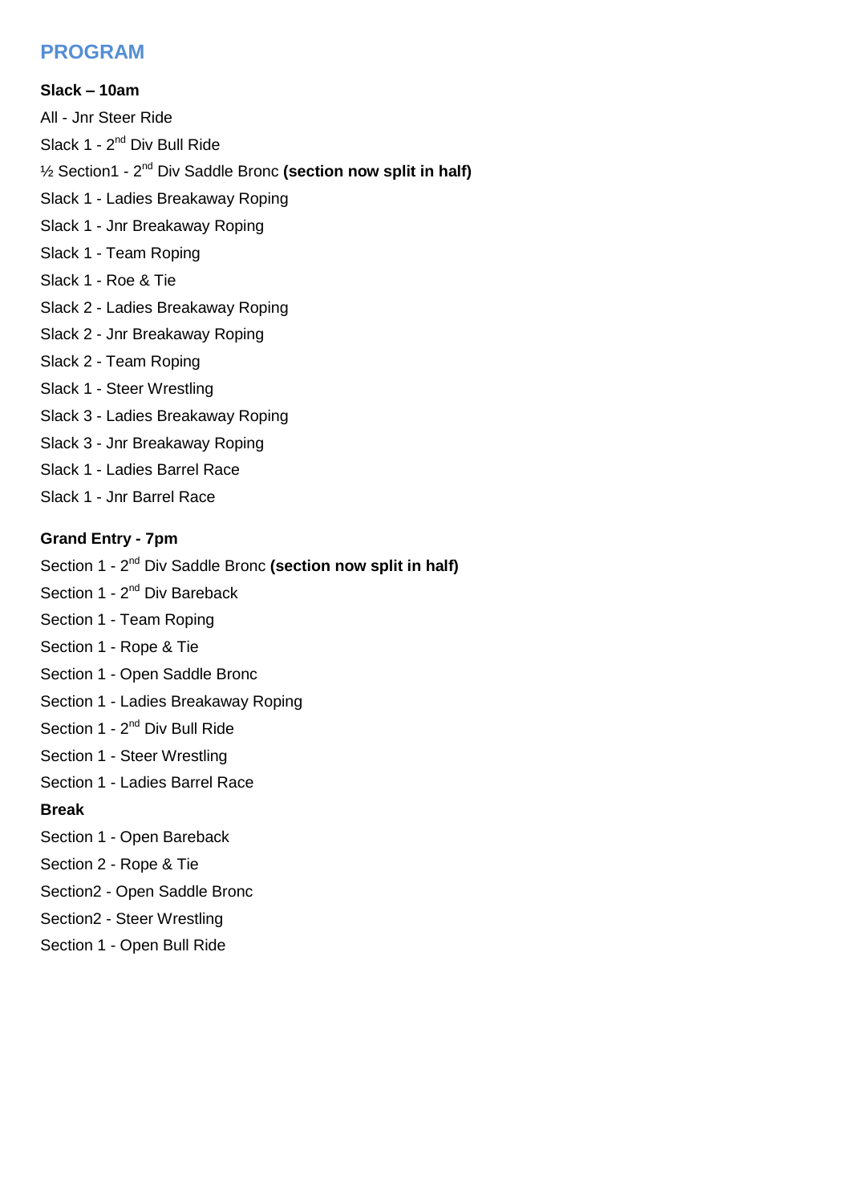## PROGRAM

**Slack – 10am**

All - Jnr Steer Ride

Slack 1 - 2nd Div Bull Ride

½ Section1 - 2nd Div Saddle Bronc **(section now split in half)**

Slack 1 - Ladies Breakaway Roping

Slack 1 - Jnr Breakaway Roping

Slack 1 - Team Roping

Slack 1 - Roe & Tie

Slack 2 - Ladies Breakaway Roping

Slack 2 - Jnr Breakaway Roping

Slack 2 - Team Roping

Slack 1 - Steer Wrestling

Slack 3 - Ladies Breakaway Roping

Slack 3 - Jnr Breakaway Roping

Slack 1 - Ladies Barrel Race

Slack 1 - Jnr Barrel Race

**Grand Entry - 7pm**

Section 1 - 2nd Div Saddle Bronc **(section now split in half)**

Section 1 - 2nd Div Bareback

Section 1 - Team Roping

Section 1 - Rope & Tie

Section 1 - Open Saddle Bronc

Section 1 - Ladies Breakaway Roping

Section 1 - 2nd Div Bull Ride

Section 1 - Steer Wrestling

Section 1 - Ladies Barrel Race

**Break**

Section 1 - Open Bareback

Section 2 - Rope & Tie

Section2 - Open Saddle Bronc

Section2 - Steer Wrestling

Section 1 - Open Bull Ride